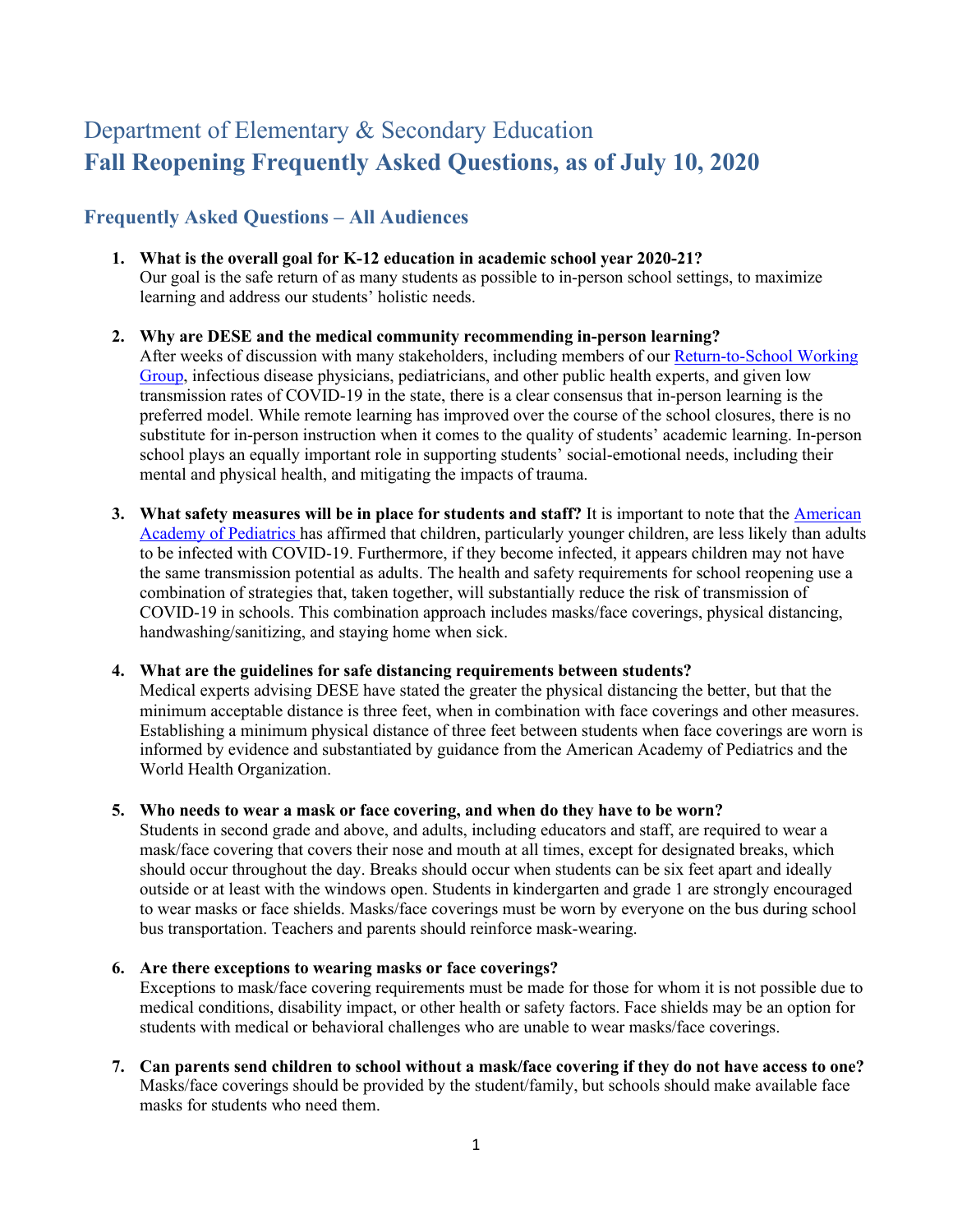# Department of Elementary & Secondary Education

# Fall Reopening Frequently Asked Questions, as of July 10, 2020

## Frequently Asked Questions – All Audiences

1. **What is the overall goal for K-12 education in academic school year 2020-21?**
   Our goal is the safe return of as many students as possible to in-person school settings, to maximize learning and address our students' holistic needs.

2. **Why are DESE and the medical community recommending in-person learning?**
   After weeks of discussion with many stakeholders, including members of our Return-to-School Working Group, infectious disease physicians, pediatricians, and other public health experts, and given low transmission rates of COVID-19 in the state, there is a clear consensus that in-person learning is the preferred model. While remote learning has improved over the course of the school closures, there is no substitute for in-person instruction when it comes to the quality of students' academic learning. In-person school plays an equally important role in supporting students' social-emotional needs, including their mental and physical health, and mitigating the impacts of trauma.

3. **What safety measures will be in place for students and staff?** It is important to note that the American Academy of Pediatrics has affirmed that children, particularly younger children, are less likely than adults to be infected with COVID-19. Furthermore, if they become infected, it appears children may not have the same transmission potential as adults. The health and safety requirements for school reopening use a combination of strategies that, taken together, will substantially reduce the risk of transmission of COVID-19 in schools. This combination approach includes masks/face coverings, physical distancing, handwashing/sanitizing, and staying home when sick.

4. **What are the guidelines for safe distancing requirements between students?**
   Medical experts advising DESE have stated the greater the physical distancing the better, but that the minimum acceptable distance is three feet, when in combination with face coverings and other measures. Establishing a minimum physical distance of three feet between students when face coverings are worn is informed by evidence and substantiated by guidance from the American Academy of Pediatrics and the World Health Organization.

5. **Who needs to wear a mask or face covering, and when do they have to be worn?**
   Students in second grade and above, and adults, including educators and staff, are required to wear a mask/face covering that covers their nose and mouth at all times, except for designated breaks, which should occur throughout the day. Breaks should occur when students can be six feet apart and ideally outside or at least with the windows open. Students in kindergarten and grade 1 are strongly encouraged to wear masks or face shields. Masks/face coverings must be worn by everyone on the bus during school bus transportation. Teachers and parents should reinforce mask-wearing.

6. **Are there exceptions to wearing masks or face coverings?**
   Exceptions to mask/face covering requirements must be made for those for whom it is not possible due to medical conditions, disability impact, or other health or safety factors. Face shields may be an option for students with medical or behavioral challenges who are unable to wear masks/face coverings.

7. **Can parents send children to school without a mask/face covering if they do not have access to one?**
   Masks/face coverings should be provided by the student/family, but schools should make available face masks for students who need them.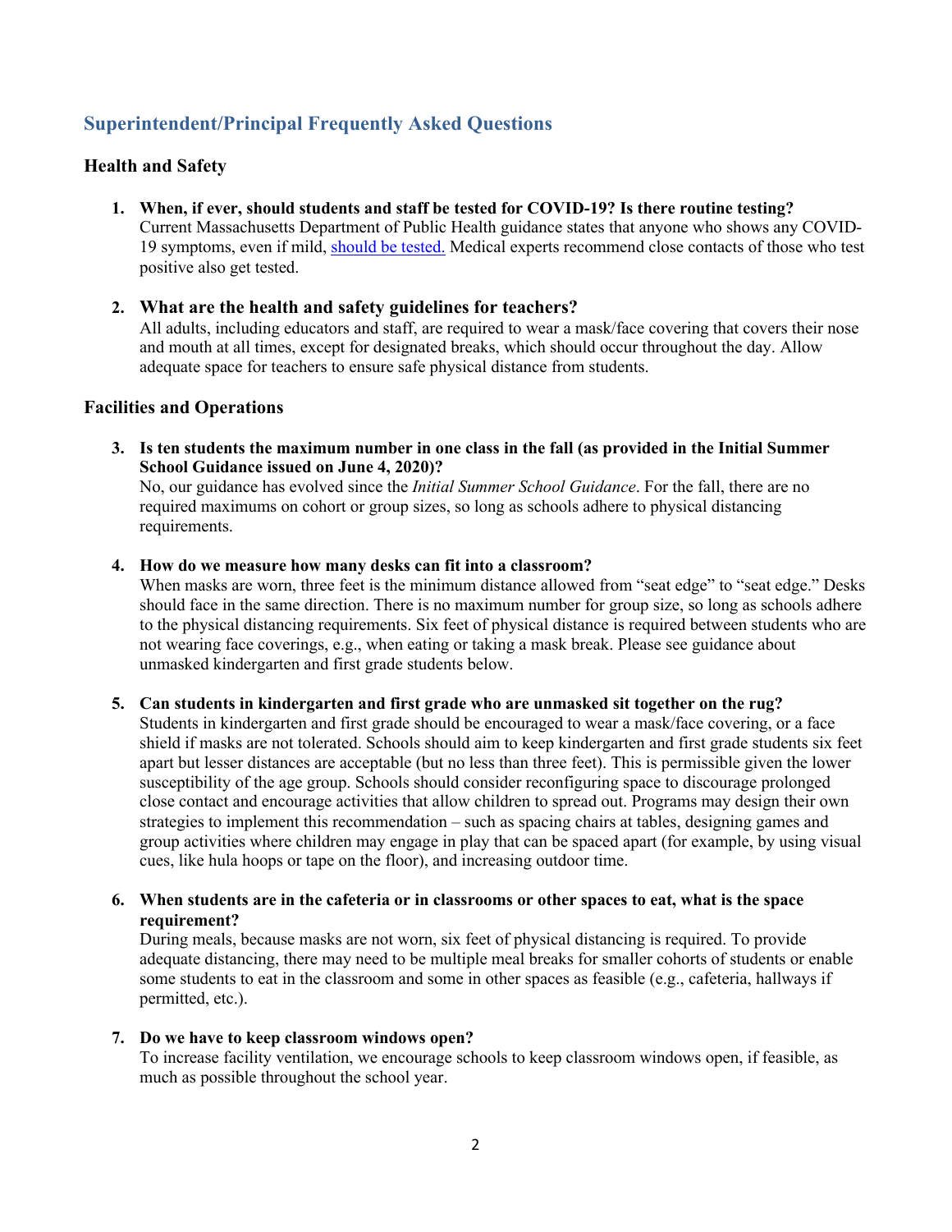## Superintendent/Principal Frequently Asked Questions

### Health and Safety

1. **When, if ever, should students and staff be tested for COVID-19? Is there routine testing?**
   Current Massachusetts Department of Public Health guidance states that anyone who shows any COVID-19 symptoms, even if mild, [should be tested.]() Medical experts recommend close contacts of those who test positive also get tested.

2. **What are the health and safety guidelines for teachers?**
   All adults, including educators and staff, are required to wear a mask/face covering that covers their nose and mouth at all times, except for designated breaks, which should occur throughout the day. Allow adequate space for teachers to ensure safe physical distance from students.

### Facilities and Operations

3. **Is ten students the maximum number in one class in the fall (as provided in the Initial Summer School Guidance issued on June 4, 2020)?**
   No, our guidance has evolved since the *Initial Summer School Guidance*. For the fall, there are no required maximums on cohort or group sizes, so long as schools adhere to physical distancing requirements.

4. **How do we measure how many desks can fit into a classroom?**
   When masks are worn, three feet is the minimum distance allowed from "seat edge" to "seat edge." Desks should face in the same direction. There is no maximum number for group size, so long as schools adhere to the physical distancing requirements. Six feet of physical distance is required between students who are not wearing face coverings, e.g., when eating or taking a mask break. Please see guidance about unmasked kindergarten and first grade students below.

5. **Can students in kindergarten and first grade who are unmasked sit together on the rug?**
   Students in kindergarten and first grade should be encouraged to wear a mask/face covering, or a face shield if masks are not tolerated. Schools should aim to keep kindergarten and first grade students six feet apart but lesser distances are acceptable (but no less than three feet). This is permissible given the lower susceptibility of the age group. Schools should consider reconfiguring space to discourage prolonged close contact and encourage activities that allow children to spread out. Programs may design their own strategies to implement this recommendation – such as spacing chairs at tables, designing games and group activities where children may engage in play that can be spaced apart (for example, by using visual cues, like hula hoops or tape on the floor), and increasing outdoor time.

6. **When students are in the cafeteria or in classrooms or other spaces to eat, what is the space requirement?**
   During meals, because masks are not worn, six feet of physical distancing is required. To provide adequate distancing, there may need to be multiple meal breaks for smaller cohorts of students or enable some students to eat in the classroom and some in other spaces as feasible (e.g., cafeteria, hallways if permitted, etc.).

7. **Do we have to keep classroom windows open?**
   To increase facility ventilation, we encourage schools to keep classroom windows open, if feasible, as much as possible throughout the school year.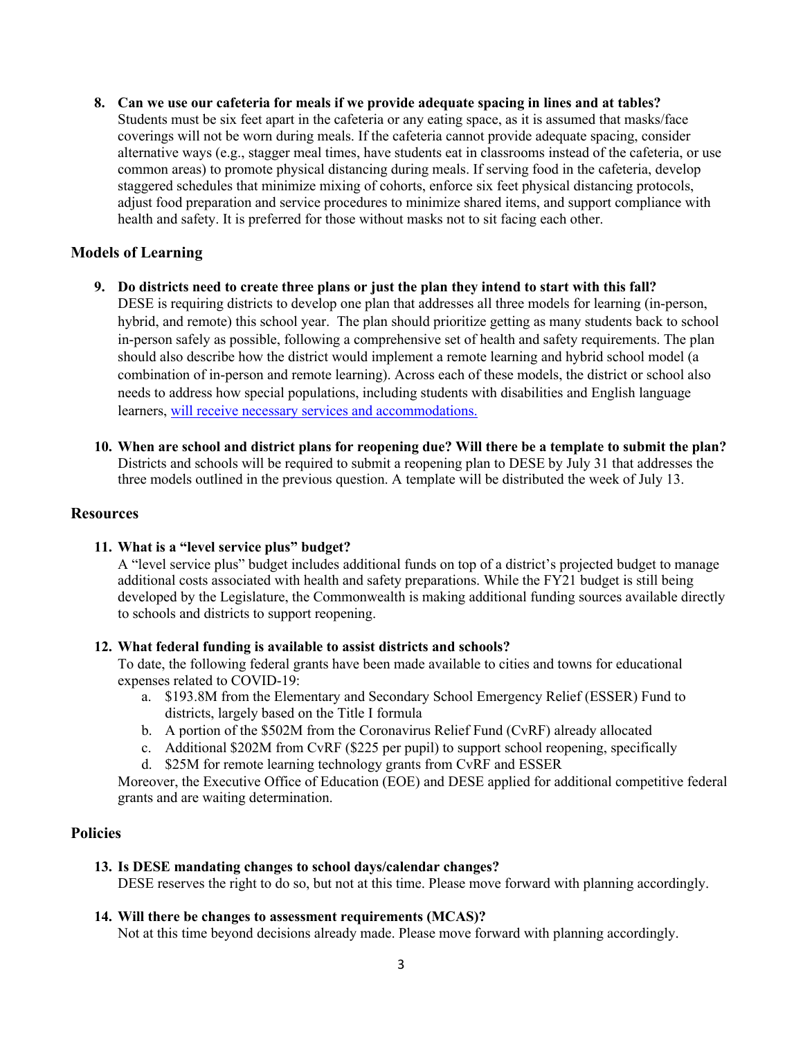8. **Can we use our cafeteria for meals if we provide adequate spacing in lines and at tables?**
   Students must be six feet apart in the cafeteria or any eating space, as it is assumed that masks/face coverings will not be worn during meals. If the cafeteria cannot provide adequate spacing, consider alternative ways (e.g., stagger meal times, have students eat in classrooms instead of the cafeteria, or use common areas) to promote physical distancing during meals. If serving food in the cafeteria, develop staggered schedules that minimize mixing of cohorts, enforce six feet physical distancing protocols, adjust food preparation and service procedures to minimize shared items, and support compliance with health and safety. It is preferred for those without masks not to sit facing each other.

## Models of Learning

9. **Do districts need to create three plans or just the plan they intend to start with this fall?**
   DESE is requiring districts to develop one plan that addresses all three models for learning (in-person, hybrid, and remote) this school year. The plan should prioritize getting as many students back to school in-person safely as possible, following a comprehensive set of health and safety requirements. The plan should also describe how the district would implement a remote learning and hybrid school model (a combination of in-person and remote learning). Across each of these models, the district or school also needs to address how special populations, including students with disabilities and English language learners, will receive necessary services and accommodations.

10. **When are school and district plans for reopening due? Will there be a template to submit the plan?**
    Districts and schools will be required to submit a reopening plan to DESE by July 31 that addresses the three models outlined in the previous question. A template will be distributed the week of July 13.

## Resources

11. **What is a "level service plus" budget?**
    A "level service plus" budget includes additional funds on top of a district's projected budget to manage additional costs associated with health and safety preparations. While the FY21 budget is still being developed by the Legislature, the Commonwealth is making additional funding sources available directly to schools and districts to support reopening.

12. **What federal funding is available to assist districts and schools?**
    To date, the following federal grants have been made available to cities and towns for educational expenses related to COVID-19:
    a. $193.8M from the Elementary and Secondary School Emergency Relief (ESSER) Fund to districts, largely based on the Title I formula
    b. A portion of the $502M from the Coronavirus Relief Fund (CvRF) already allocated
    c. Additional $202M from CvRF ($225 per pupil) to support school reopening, specifically
    d. $25M for remote learning technology grants from CvRF and ESSER

    Moreover, the Executive Office of Education (EOE) and DESE applied for additional competitive federal grants and are waiting determination.

## Policies

13. **Is DESE mandating changes to school days/calendar changes?**
    DESE reserves the right to do so, but not at this time. Please move forward with planning accordingly.

14. **Will there be changes to assessment requirements (MCAS)?**
    Not at this time beyond decisions already made. Please move forward with planning accordingly.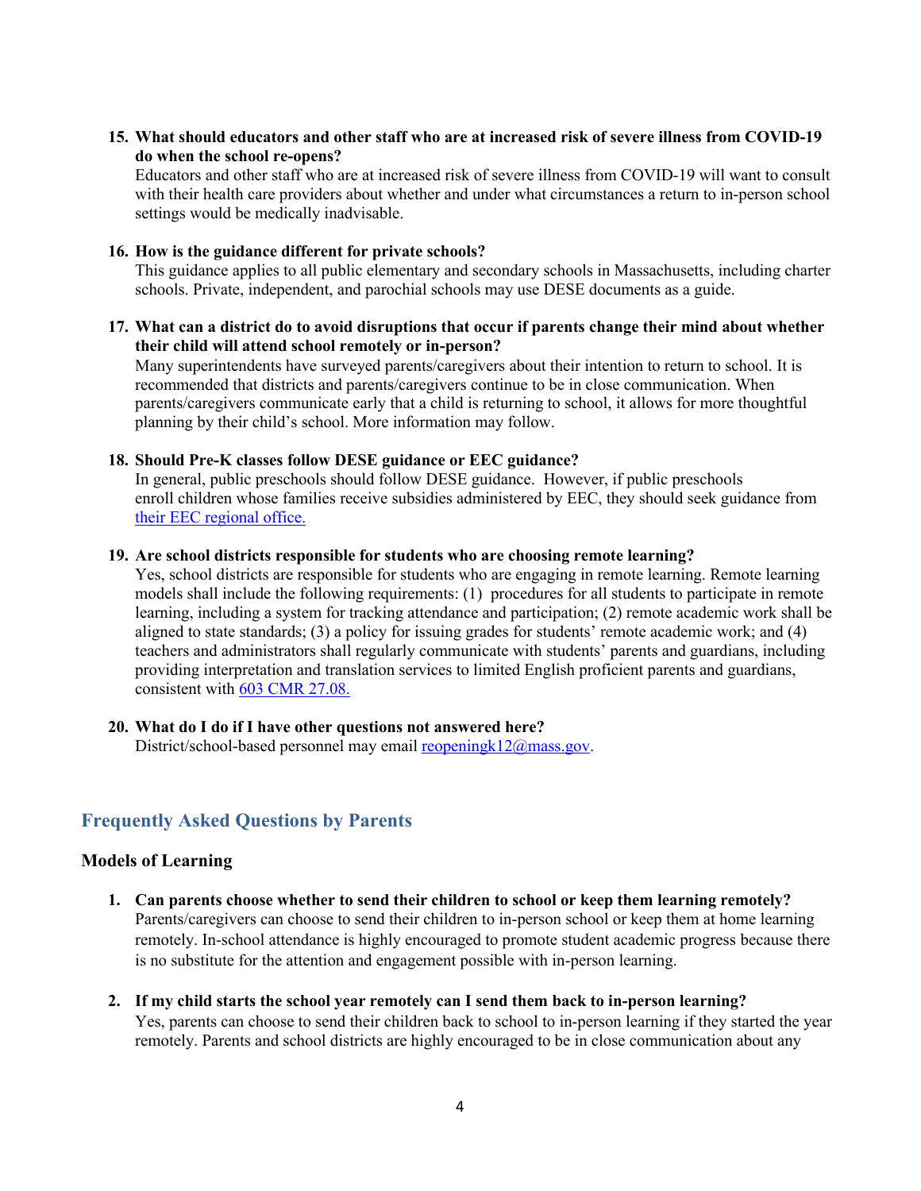15. **What should educators and other staff who are at increased risk of severe illness from COVID-19 do when the school re-opens?**
    Educators and other staff who are at increased risk of severe illness from COVID-19 will want to consult with their health care providers about whether and under what circumstances a return to in-person school settings would be medically inadvisable.

16. **How is the guidance different for private schools?**
    This guidance applies to all public elementary and secondary schools in Massachusetts, including charter schools. Private, independent, and parochial schools may use DESE documents as a guide.

17. **What can a district do to avoid disruptions that occur if parents change their mind about whether their child will attend school remotely or in-person?**
    Many superintendents have surveyed parents/caregivers about their intention to return to school. It is recommended that districts and parents/caregivers continue to be in close communication. When parents/caregivers communicate early that a child is returning to school, it allows for more thoughtful planning by their child's school. More information may follow.

18. **Should Pre-K classes follow DESE guidance or EEC guidance?**
    In general, public preschools should follow DESE guidance. However, if public preschools enroll children whose families receive subsidies administered by EEC, they should seek guidance from [their EEC regional office.]()

19. **Are school districts responsible for students who are choosing remote learning?**
    Yes, school districts are responsible for students who are engaging in remote learning. Remote learning models shall include the following requirements: (1) procedures for all students to participate in remote learning, including a system for tracking attendance and participation; (2) remote academic work shall be aligned to state standards; (3) a policy for issuing grades for students' remote academic work; and (4) teachers and administrators shall regularly communicate with students' parents and guardians, including providing interpretation and translation services to limited English proficient parents and guardians, consistent with [603 CMR 27.08.]()

20. **What do I do if I have other questions not answered here?**
    District/school-based personnel may email [reopeningk12@mass.gov](mailto:reopeningk12@mass.gov).

## Frequently Asked Questions by Parents

### Models of Learning

1. **Can parents choose whether to send their children to school or keep them learning remotely?**
   Parents/caregivers can choose to send their children to in-person school or keep them at home learning remotely. In-school attendance is highly encouraged to promote student academic progress because there is no substitute for the attention and engagement possible with in-person learning.

2. **If my child starts the school year remotely can I send them back to in-person learning?**
   Yes, parents can choose to send their children back to school to in-person learning if they started the year remotely. Parents and school districts are highly encouraged to be in close communication about any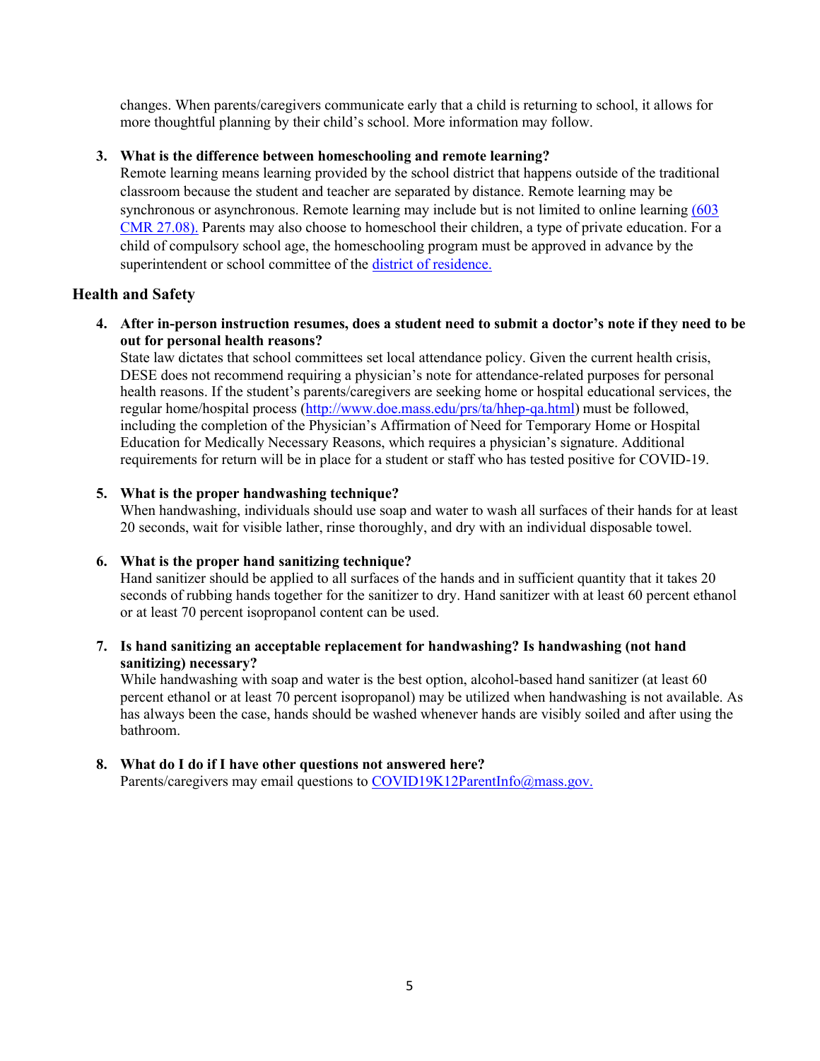changes. When parents/caregivers communicate early that a child is returning to school, it allows for more thoughtful planning by their child's school. More information may follow.

3. **What is the difference between homeschooling and remote learning?**
   Remote learning means learning provided by the school district that happens outside of the traditional classroom because the student and teacher are separated by distance. Remote learning may be synchronous or asynchronous. Remote learning may include but is not limited to online learning (603 CMR 27.08). Parents may also choose to homeschool their children, a type of private education. For a child of compulsory school age, the homeschooling program must be approved in advance by the superintendent or school committee of the district of residence.

## Health and Safety

4. **After in-person instruction resumes, does a student need to submit a doctor's note if they need to be out for personal health reasons?**
   State law dictates that school committees set local attendance policy. Given the current health crisis, DESE does not recommend requiring a physician's note for attendance-related purposes for personal health reasons. If the student's parents/caregivers are seeking home or hospital educational services, the regular home/hospital process (http://www.doe.mass.edu/prs/ta/hhep-qa.html) must be followed, including the completion of the Physician's Affirmation of Need for Temporary Home or Hospital Education for Medically Necessary Reasons, which requires a physician's signature. Additional requirements for return will be in place for a student or staff who has tested positive for COVID-19.

5. **What is the proper handwashing technique?**
   When handwashing, individuals should use soap and water to wash all surfaces of their hands for at least 20 seconds, wait for visible lather, rinse thoroughly, and dry with an individual disposable towel.

6. **What is the proper hand sanitizing technique?**
   Hand sanitizer should be applied to all surfaces of the hands and in sufficient quantity that it takes 20 seconds of rubbing hands together for the sanitizer to dry. Hand sanitizer with at least 60 percent ethanol or at least 70 percent isopropanol content can be used.

7. **Is hand sanitizing an acceptable replacement for handwashing? Is handwashing (not hand sanitizing) necessary?**
   While handwashing with soap and water is the best option, alcohol-based hand sanitizer (at least 60 percent ethanol or at least 70 percent isopropanol) may be utilized when handwashing is not available. As has always been the case, hands should be washed whenever hands are visibly soiled and after using the bathroom.

8. **What do I do if I have other questions not answered here?**
   Parents/caregivers may email questions to COVID19K12ParentInfo@mass.gov.